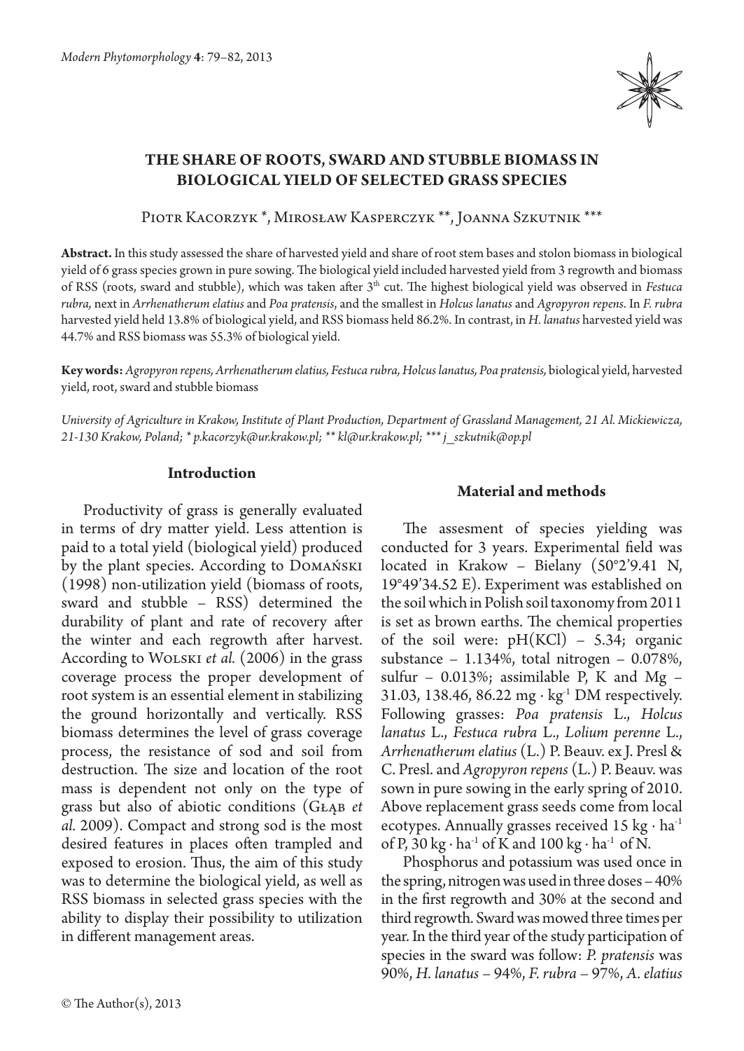# THE SHARE OF ROOTS, SWARD AND STUBBLE BIOMASS IN BIOLOGICAL YIELD OF SELECTED GRASS SPECIES

Piotr Kacorzyk *, Mirosław Kasperczyk **, Joanna Szkutnik ***

**Abstract.** In this study assessed the share of harvested yield and share of root stem bases and stolon biomass in biological yield of 6 grass species grown in pure sowing. The biological yield included harvested yield from 3 regrowth and biomass of RSS (roots, sward and stubble), which was taken after 3[th] cut. The highest biological yield was observed in *Festuca rubra,* next in *Arrhenatherum elatius* and *Poa pratensis*, and the smallest in *Holcus lanatus* and *Agropyron repens*. In *F. rubra* harvested yield held 13.8% of biological yield, and RSS biomass held 86.2%. In contrast, in *H. lanatus* harvested yield was 44.7% and RSS biomass was 55.3% of biological yield.

**Key words:** *Agropyron repens, Arrhenatherum elatius, Festuca rubra, Holcus lanatus, Poa pratensis,* biological yield, harvested yield, root, sward and stubble biomass

*University of Agriculture in Krakow, Institute of Plant Production, Department of Grassland Management, 21 Al. Mickiewicza, 21-130 Krakow, Poland; * p.kacorzyk@ur.krakow.pl; ** kl@ur.krakow.pl; *** j_szkutnik@op.pl*

## Introduction

Productivity of grass is generally evaluated in terms of dry matter yield. Less attention is paid to a total yield (biological yield) produced by the plant species. According to Domański (1998) non-utilization yield (biomass of roots, sward and stubble – RSS) determined the durability of plant and rate of recovery after the winter and each regrowth after harvest. According to Wolski *et al.* (2006) in the grass coverage process the proper development of root system is an essential element in stabilizing the ground horizontally and vertically. RSS biomass determines the level of grass coverage process, the resistance of sod and soil from destruction. The size and location of the root mass is dependent not only on the type of grass but also of abiotic conditions (Głąb *et al.* 2009). Compact and strong sod is the most desired features in places often trampled and exposed to erosion. Thus, the aim of this study was to determine the biological yield, as well as RSS biomass in selected grass species with the ability to display their possibility to utilization in different management areas.

## Material and methods

The assesment of species yielding was conducted for 3 years. Experimental field was located in Krakow – Bielany (50°2'9.41 N, 19°49'34.52 E). Experiment was established on the soil which in Polish soil taxonomy from 2011 is set as brown earths. The chemical properties of the soil were: pH(KCl) – 5.34; organic substance – 1.134%, total nitrogen – 0.078%, sulfur – 0.013%; assimilable P, K and Mg – 31.03, 138.46, 86.22 mg · $kg^{-1}$ DM respectively. Following grasses: *Poa pratensis* L., *Holcus lanatus* L., *Festuca rubra* L., *Lolium perenne* L., *Arrhenatherum elatius* (L.) P. Beauv. ex J. Presl & C. Presl. and *Agropyron repens* (L.) P. Beauv. was sown in pure sowing in the early spring of 2010. Above replacement grass seeds come from local ecotypes. Annually grasses received 15 kg · $ha^{-1}$ of P, 30 kg · $ha^{-1}$ of K and 100 kg · $ha^{-1}$ of N.

Phosphorus and potassium was used once in the spring, nitrogen was used in three doses – 40% in the first regrowth and 30% at the second and third regrowth. Sward was mowed three times per year. In the third year of the study participation of species in the sward was follow: *P. pratensis* was 90%, *H. lanatus* – 94%, *F. rubra* – 97%, *A. elatius*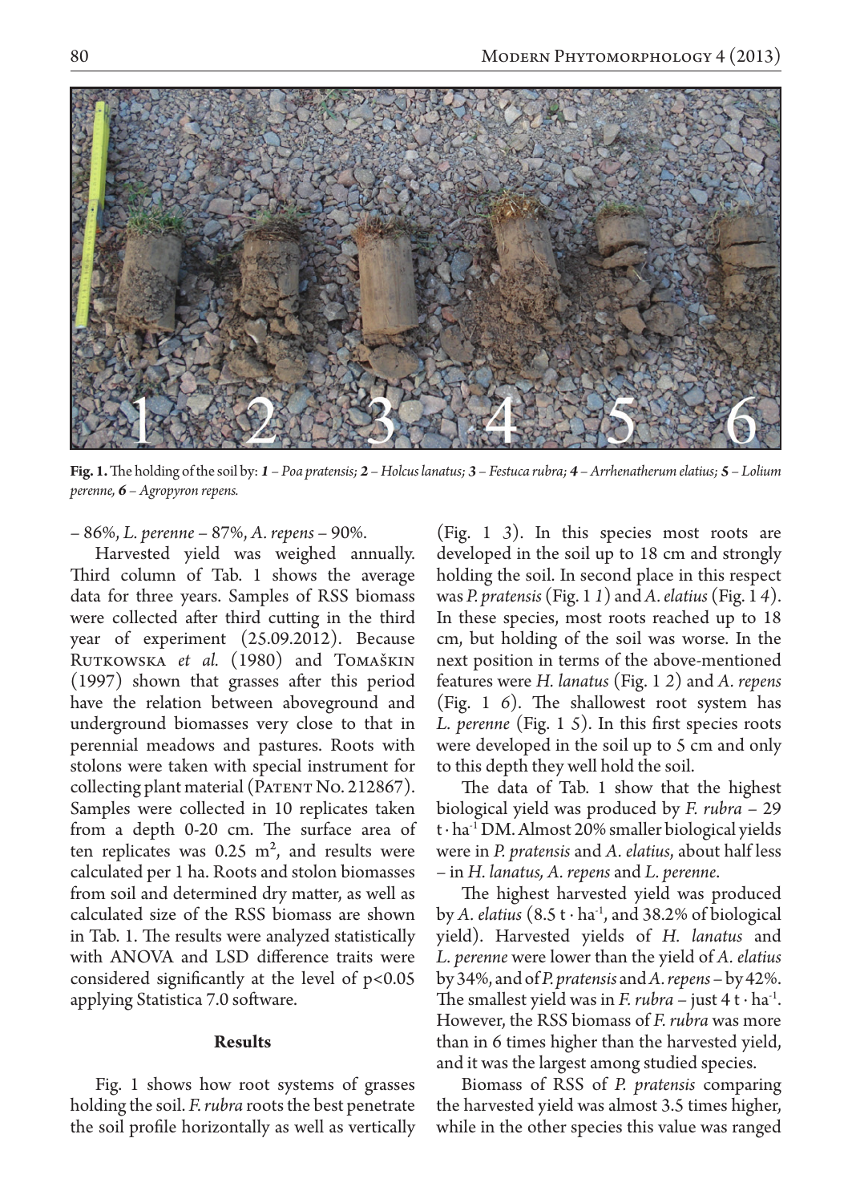**Fig. 1.** The holding of the soil by: ***1*** – *Poa pratensis*; ***2*** – *Holcus lanatus*; ***3*** – *Festuca rubra*; ***4*** – *Arrhenatherum elatius*; ***5*** – *Lolium perenne*, ***6*** – *Agropyron repens.*

– 86%, *L. perenne* – 87%, *A. repens* – 90%.

Harvested yield was weighed annually. Third column of Tab. 1 shows the average data for three years. Samples of RSS biomass were collected after third cutting in the third year of experiment (25.09.2012). Because Rutkowska *et al.* (1980) and Tomaškin (1997) shown that grasses after this period have the relation between aboveground and underground biomasses very close to that in perennial meadows and pastures. Roots with stolons were taken with special instrument for collecting plant material (Patent No. 212867). Samples were collected in 10 replicates taken from a depth 0-20 cm. The surface area of ten replicates was 0.25 $m^2$, and results were calculated per 1 ha. Roots and stolon biomasses from soil and determined dry matter, as well as calculated size of the RSS biomass are shown in Tab. 1. The results were analyzed statistically with ANOVA and LSD difference traits were considered significantly at the level of $p<0.05$ applying Statistica 7.0 software.

## Results

Fig. 1 shows how root systems of grasses holding the soil. *F. rubra* roots the best penetrate the soil profile horizontally as well as vertically (Fig. 1 *3*). In this species most roots are developed in the soil up to 18 cm and strongly holding the soil. In second place in this respect was *P. pratensis* (Fig. 1 *1*) and *A. elatius* (Fig. 1 *4*). In these species, most roots reached up to 18 cm, but holding of the soil was worse. In the next position in terms of the above-mentioned features were *H. lanatus* (Fig. 1 *2*) and *A. repens* (Fig. 1 *6*). The shallowest root system has *L. perenne* (Fig. 1 *5*). In this first species roots were developed in the soil up to 5 cm and only to this depth they well hold the soil.

The data of Tab. 1 show that the highest biological yield was produced by *F. rubra* – 29 $t \cdot ha^{-1}$ DM. Almost 20% smaller biological yields were in *P. pratensis* and *A. elatius*, about half less – in *H. lanatus, A. repens* and *L. perenne*.

The highest harvested yield was produced by *A. elatius* (8.5 $t \cdot ha^{-1}$, and 38.2% of biological yield). Harvested yields of *H. lanatus* and *L. perenne* were lower than the yield of *A. elatius* by 34%, and of *P. pratensis* and *A. repens* – by 42%. The smallest yield was in *F. rubra* – just 4 $t \cdot ha^{-1}$. However, the RSS biomass of *F. rubra* was more than in 6 times higher than the harvested yield, and it was the largest among studied species.

Biomass of RSS of *P. pratensis* comparing the harvested yield was almost 3.5 times higher, while in the other species this value was ranged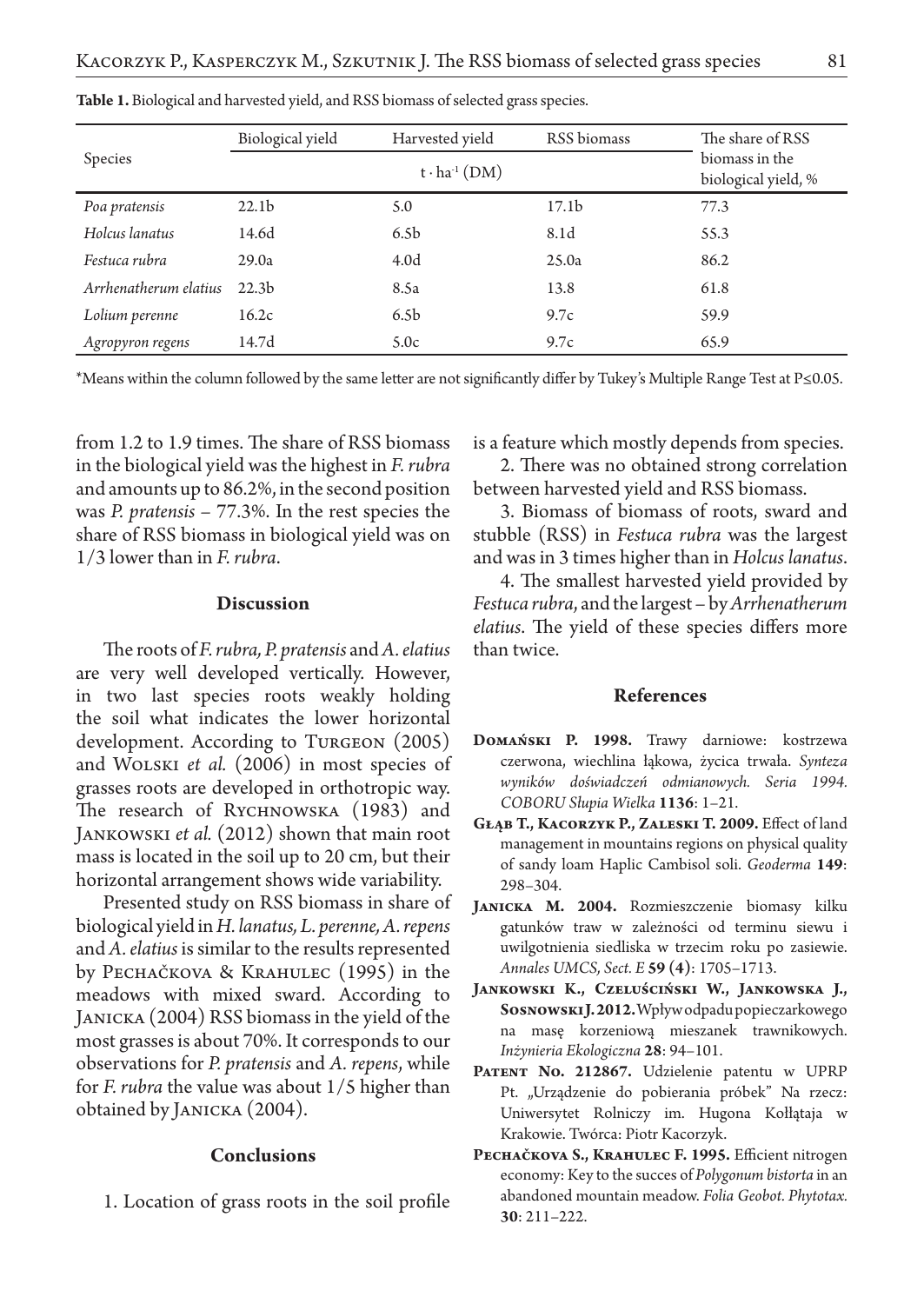**Table 1.** Biological and harvested yield, and RSS biomass of selected grass species.

| Species | Biological yield | Harvested yield | RSS biomass | The share of RSS biomass in the biological yield, % |
|---|---|---|---|---|
| | $t \cdot ha^{-1}$ (DM) | | | |
| *Poa pratensis* | 22.1b | 5.0 | 17.1b | 77.3 |
| *Holcus lanatus* | 14.6d | 6.5b | 8.1d | 55.3 |
| *Festuca rubra* | 29.0a | 4.0d | 25.0a | 86.2 |
| *Arrhenatherum elatius* | 22.3b | 8.5a | 13.8 | 61.8 |
| *Lolium perenne* | 16.2c | 6.5b | 9.7c | 59.9 |
| *Agropyron regens* | 14.7d | 5.0c | 9.7c | 65.9 |

*Means within the column followed by the same letter are not significantly differ by Tukey's Multiple Range Test at P≤0.05.

from 1.2 to 1.9 times. The share of RSS biomass in the biological yield was the highest in *F. rubra* and amounts up to 86.2%, in the second position was *P. pratensis* – 77.3%. In the rest species the share of RSS biomass in biological yield was on 1/3 lower than in *F. rubra*.

## Discussion

The roots of *F. rubra, P. pratensis* and *A. elatius* are very well developed vertically. However, in two last species roots weakly holding the soil what indicates the lower horizontal development. According to Turgeon (2005) and Wolski *et al.* (2006) in most species of grasses roots are developed in orthotropic way. The research of Rychnowska (1983) and Jankowski *et al.* (2012) shown that main root mass is located in the soil up to 20 cm, but their horizontal arrangement shows wide variability.

Presented study on RSS biomass in share of biological yield in *H. lanatus, L. perenne, A. repens* and *A. elatius* is similar to the results represented by Pechačkova & Krahulec (1995) in the meadows with mixed sward. According to Janicka (2004) RSS biomass in the yield of the most grasses is about 70%. It corresponds to our observations for *P. pratensis* and *A. repens*, while for *F. rubra* the value was about 1/5 higher than obtained by Janicka (2004).

## Conclusions

1. Location of grass roots in the soil profile is a feature which mostly depends from species.

2. There was no obtained strong correlation between harvested yield and RSS biomass.

3. Biomass of biomass of roots, sward and stubble (RSS) in *Festuca rubra* was the largest and was in 3 times higher than in *Holcus lanatus*.

4. The smallest harvested yield provided by *Festuca rubra*, and the largest – by *Arrhenatherum elatius*. The yield of these species differs more than twice.

## References

**Domański P. 1998.** Trawy darniowe: kostrzewa czerwona, wiechlina łąkowa, życica trwała. *Synteza wyników doświadczeń odmianowych. Seria 1994. COBORU Słupia Wielka* **1136**: 1–21.

**Głąb T., Kacorzyk P., Zaleski T. 2009.** Effect of land management in mountains regions on physical quality of sandy loam Haplic Cambisol soli. *Geoderma* **149**: 298–304.

**Janicka M. 2004.** Rozmieszczenie biomasy kilku gatunków traw w zależności od terminu siewu i uwilgotnienia siedliska w trzecim roku po zasiewie. *Annales UMCS, Sect. E* **59 (4)**: 1705–1713.

**Jankowski K., Czeluściński W., Jankowska J., Sosnowski J. 2012.** Wpływ odpadu popieczarkowego na masę korzeniową mieszanek trawnikowych. *Inżynieria Ekologiczna* **28**: 94–101.

**Patent No. 212867.** Udzielenie patentu w UPRP Pt. „Urządzenie do pobierania próbek" Na rzecz: Uniwersytet Rolniczy im. Hugona Kołłątaja w Krakowie. Twórca: Piotr Kacorzyk.

**Pechačkova S., Krahulec F. 1995.** Efficient nitrogen economy: Key to the succes of *Polygonum bistorta* in an abandoned mountain meadow. *Folia Geobot. Phytotax.* **30**: 211–222.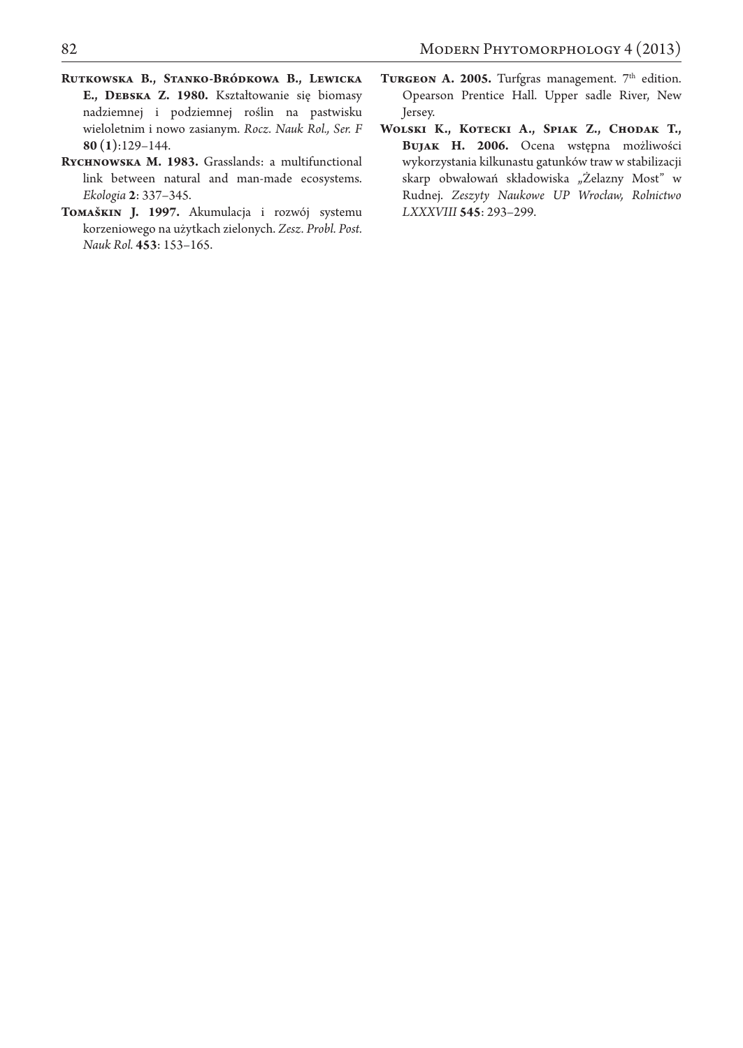**Rutkowska B., Stanko-Bródkowa B., Lewicka E., Debska Z. 1980.** Kształtowanie się biomasy nadziemnej i podziemnej roślin na pastwisku wieloletnim i nowo zasianym. *Rocz. Nauk Rol., Ser. F* **80 (1)**:129–144.

**Rychnowska M. 1983.** Grasslands: a multifunctional link between natural and man-made ecosystems. *Ekologia* **2**: 337–345.

**Tomaškin J. 1997.** Akumulacja i rozwój systemu korzeniowego na użytkach zielonych. *Zesz. Probl. Post. Nauk Rol.* **453**: 153–165.

**Turgeon A. 2005.** Turfgras management. 7th edition. Opearson Prentice Hall. Upper sadle River, New Jersey.

**Wolski K., Kotecki A., Spiak Z., Chodak T., Bujak H. 2006.** Ocena wstępna możliwości wykorzystania kilkunastu gatunków traw w stabilizacji skarp obwałowań składowiska „Żelazny Most" w Rudnej. *Zeszyty Naukowe UP Wrocław, Rolnictwo LXXXVIII* **545**: 293–299.